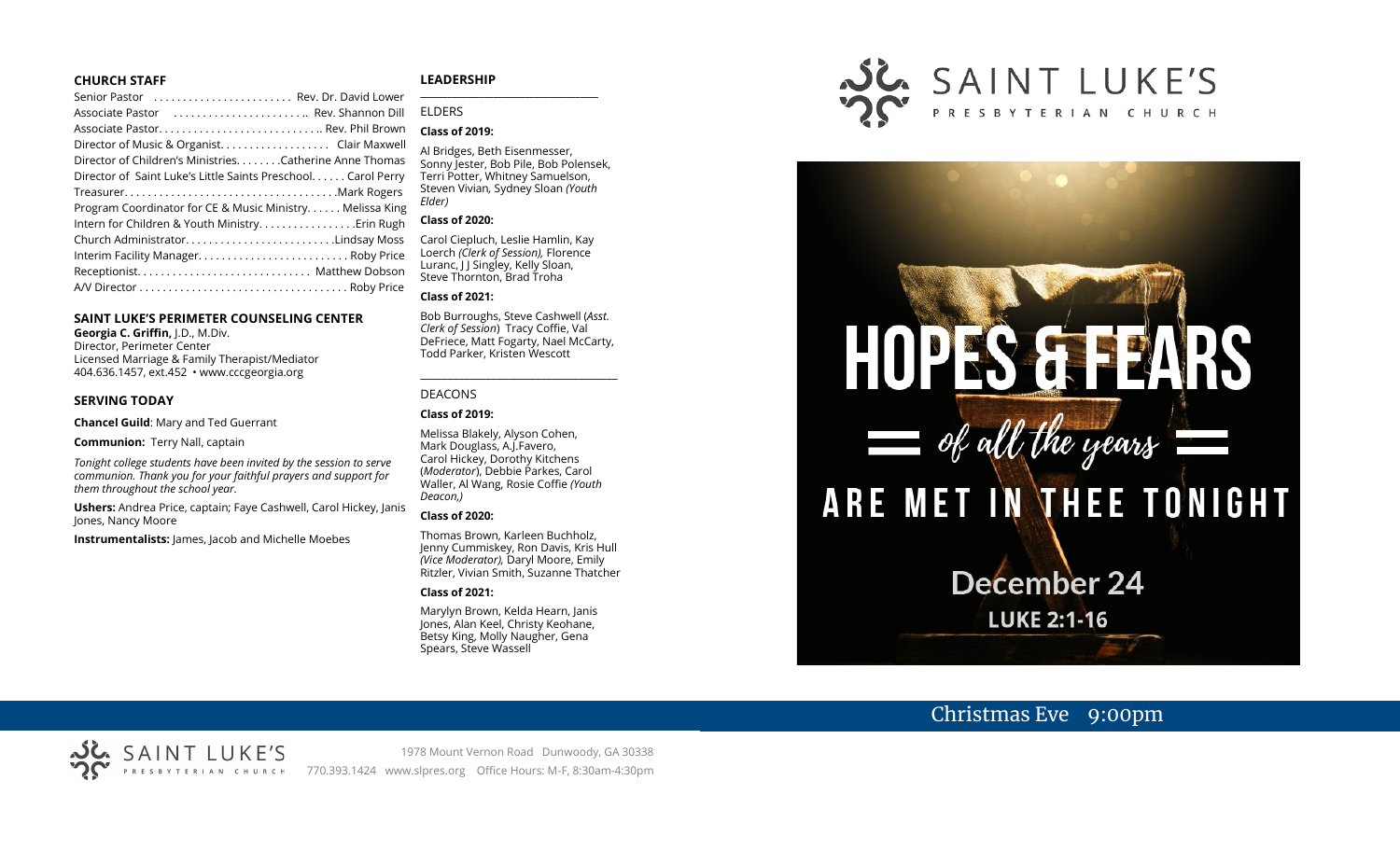## CHURCH STAFF

Senior Pastor ........................ Rev. Dr. David Lower
Associate Pastor ........................ Rev. Shannon Dill
Associate Pastor............................ Rev. Phil Brown
Director of Music & Organist.................. Clair Maxwell
Director of Children's Ministries........Catherine Anne Thomas
Director of Saint Luke's Little Saints Preschool...... Carol Perry
Treasurer....................................Mark Rogers
Program Coordinator for CE & Music Ministry...... Melissa King
Intern for Children & Youth Ministry.................Erin Rugh
Church Administrator..........................Lindsay Moss
Interim Facility Manager.......................... Roby Price
Receptionist.............................. Matthew Dobson
A/V Director ................................... Roby Price

## SAINT LUKE'S PERIMETER COUNSELING CENTER

**Georgia C. Griffin,** J.D., M.Div.
Director, Perimeter Center
Licensed Marriage & Family Therapist/Mediator
404.636.1457, ext.452 • www.cccgeorgia.org

## SERVING TODAY

**Chancel Guild**: Mary and Ted Guerrant

**Communion:** Terry Nall, captain

*Tonight college students have been invited by the session to serve communion. Thank you for your faithful prayers and support for them throughout the school year.*

**Ushers:** Andrea Price, captain; Faye Cashwell, Carol Hickey, Janis Jones, Nancy Moore

**Instrumentalists:** James, Jacob and Michelle Moebes

## LEADERSHIP

ELDERS

**Class of 2019:**

Al Bridges, Beth Eisenmesser, Sonny Jester, Bob Pile, Bob Polensek, Terri Potter, Whitney Samuelson, Steven Vivian*,* Sydney Sloan *(Youth Elder)*

**Class of 2020:**

Carol Ciepluch, Leslie Hamlin, Kay Loerch *(Clerk of Session),* Florence Luranc, J J Singley, Kelly Sloan, Steve Thornton, Brad Troha

**Class of 2021:**

Bob Burroughs, Steve Cashwell (*Asst. Clerk of Session*) Tracy Coffie, Val DeFriece, Matt Fogarty, Nael McCarty, Todd Parker, Kristen Wescott

DEACONS

**Class of 2019:**

Melissa Blakely, Alyson Cohen, Mark Douglass, A.J.Favero, Carol Hickey, Dorothy Kitchens (*Moderator*), Debbie Parkes, Carol Waller, Al Wang, Rosie Coffie *(Youth Deacon,)*

**Class of 2020:**

Thomas Brown, Karleen Buchholz, Jenny Cummiskey, Ron Davis, Kris Hull *(Vice Moderator),* Daryl Moore, Emily Ritzler, Vivian Smith, Suzanne Thatcher

**Class of 2021:**

Marylyn Brown, Kelda Hearn, Janis Jones, Alan Keel, Christy Keohane, Betsy King, Molly Naugher, Gena Spears, Steve Wassell

# SAINT LUKE'S
PRESBYTERIAN CHURCH

# HOPES & FEARS
*of all the years*
# ARE MET IN THEE TONIGHT

December 24
**LUKE 2:1-16**

Christmas Eve 9:00pm

SAINT LUKE'S PRESBYTERIAN CHURCH
1978 Mount Vernon Road Dunwoody, GA 30338
770.393.1424 www.slpres.org Office Hours: M-F, 8:30am-4:30pm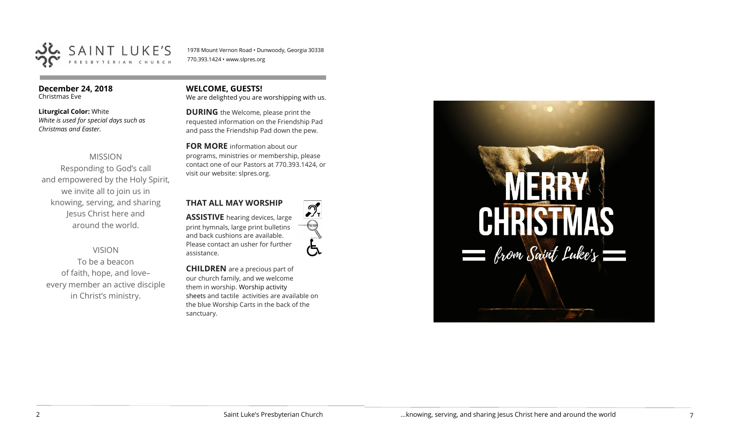SAINT LUKE'S PRESBYTERIAN CHURCH

1978 Mount Vernon Road • Dunwoody, Georgia 30338
770.393.1424 • www.slpres.org

**December 24, 2018**
Christmas Eve

**Liturgical Color:** White
*White is used for special days such as Christmas and Easter.*

MISSION

Responding to God's call and empowered by the Holy Spirit, we invite all to join us in knowing, serving, and sharing Jesus Christ here and around the world.

VISION

To be a beacon of faith, hope, and love– every member an active disciple in Christ's ministry.

**WELCOME, GUESTS!**
We are delighted you are worshipping with us.

**DURING** the Welcome, please print the requested information on the Friendship Pad and pass the Friendship Pad down the pew.

**FOR MORE** information about our programs, ministries or membership, please contact one of our Pastors at 770.393.1424, or visit our website: slpres.org.

**THAT ALL MAY WORSHIP**

**ASSISTIVE** hearing devices, large print hymnals, large print bulletins and back cushions are available. Please contact an usher for further assistance.

**CHILDREN** are a precious part of our church family, and we welcome them in worship. Worship activity sheets and tactile activities are available on the blue Worship Carts in the back of the sanctuary.

MERRY CHRISTMAS
from Saint Luke's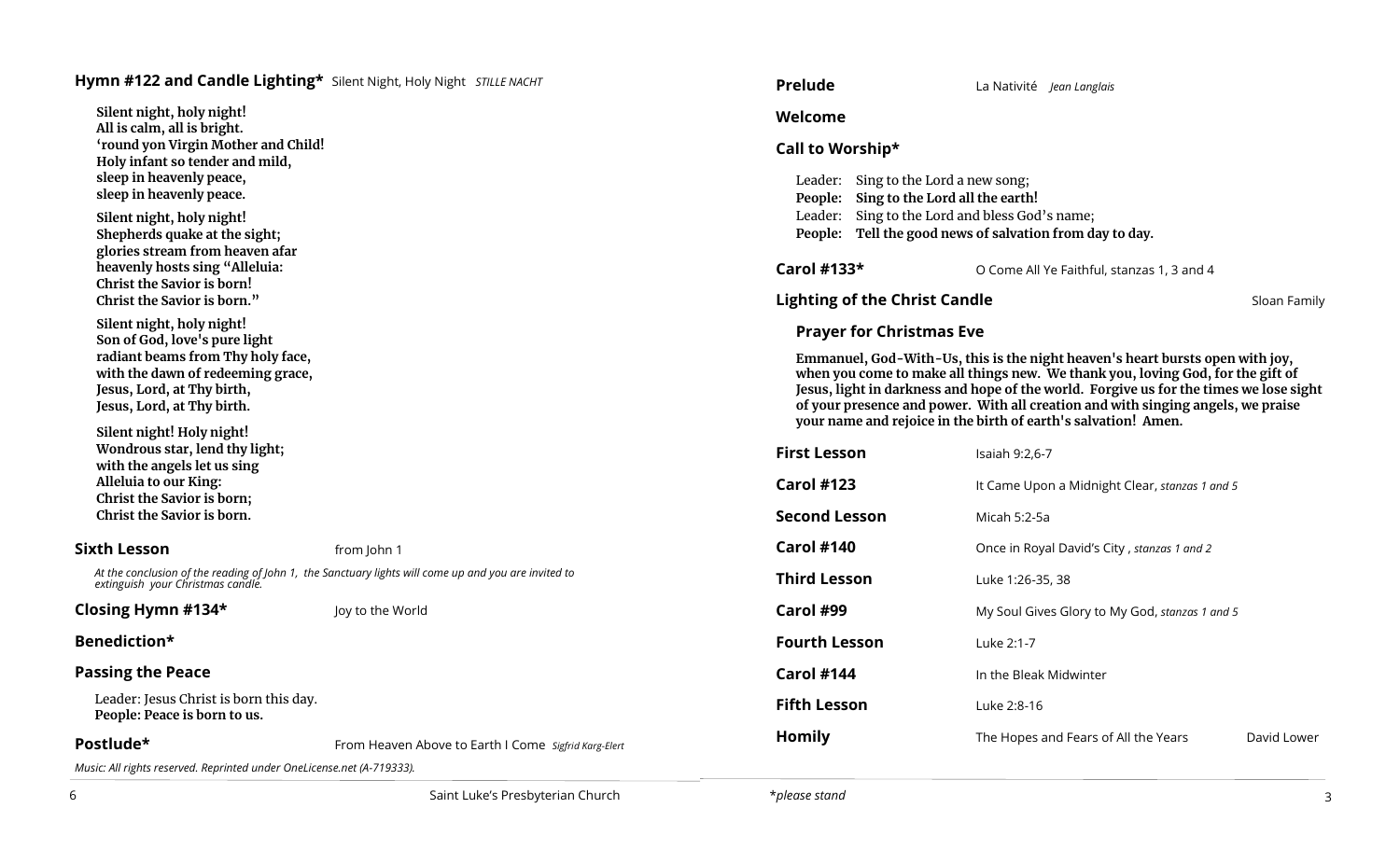**Hymn #122 and Candle Lighting*** Silent Night, Holy Night *STILLE NACHT*

**Silent night, holy night!**
**All is calm, all is bright.**
**'round yon Virgin Mother and Child!**
**Holy infant so tender and mild,**
**sleep in heavenly peace,**
**sleep in heavenly peace.**

**Silent night, holy night!**
**Shepherds quake at the sight;**
**glories stream from heaven afar**
**heavenly hosts sing "Alleluia:**
**Christ the Savior is born!**
**Christ the Savior is born."**

**Silent night, holy night!**
**Son of God, love's pure light**
**radiant beams from Thy holy face,**
**with the dawn of redeeming grace,**
**Jesus, Lord, at Thy birth,**
**Jesus, Lord, at Thy birth.**

**Silent night! Holy night!**
**Wondrous star, lend thy light;**
**with the angels let us sing**
**Alleluia to our King:**
**Christ the Savior is born;**
**Christ the Savior is born.**

**Sixth Lesson** from John 1

*At the conclusion of the reading of John 1, the Sanctuary lights will come up and you are invited to extinguish your Christmas candle.*

**Closing Hymn #134*** Joy to the World

**Benediction***

**Passing the Peace**

Leader: Jesus Christ is born this day.
**People: Peace is born to us.**

**Postlude*** From Heaven Above to Earth I Come *Sigfrid Karg-Elert*

*Music: All rights reserved. Reprinted under OneLicense.net (A-719333).*

**Prelude** La Nativité *Jean Langlais*

**Welcome**

**Call to Worship***

Leader: Sing to the Lord a new song;
**People: Sing to the Lord all the earth!**
Leader: Sing to the Lord and bless God's name;
**People: Tell the good news of salvation from day to day.**

**Carol #133*** O Come All Ye Faithful, stanzas 1, 3 and 4

**Lighting of the Christ Candle** Sloan Family

**Prayer for Christmas Eve**

**Emmanuel, God-With-Us, this is the night heaven's heart bursts open with joy, when you come to make all things new. We thank you, loving God, for the gift of Jesus, light in darkness and hope of the world. Forgive us for the times we lose sight of your presence and power. With all creation and with singing angels, we praise your name and rejoice in the birth of earth's salvation! Amen.**

**First Lesson** Isaiah 9:2,6-7

**Carol #123** It Came Upon a Midnight Clear, *stanzas 1 and 5*

**Second Lesson** Micah 5:2-5a

**Carol #140** Once in Royal David's City , *stanzas 1 and 2*

**Third Lesson** Luke 1:26-35, 38

**Carol #99** My Soul Gives Glory to My God, *stanzas 1 and 5*

**Fourth Lesson** Luke 2:1-7

**Carol #144** In the Bleak Midwinter

**Fifth Lesson** Luke 2:8-16

**Homily** The Hopes and Fears of All the Years David Lower

*please stand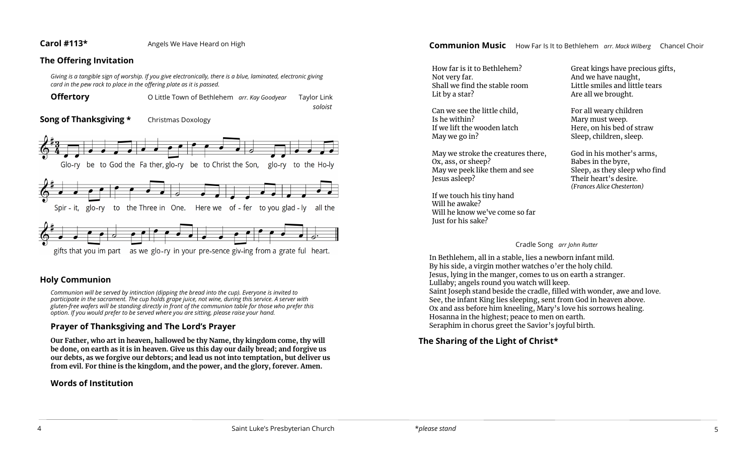**Carol #113*** Angels We Have Heard on High

**The Offering Invitation**

*Giving is a tangible sign of worship. If you give electronically, there is a blue, laminated, electronic giving card in the pew rack to place in the offering plate as it is passed.*

**Offertory** O Little Town of Bethlehem *arr. Kay Goodyear* Taylor Link, *soloist*

**Song of Thanksgiving *** Christmas Doxology

Glo-ry be to God the Fa ther, glo-ry be to Christ the Son, glo-ry to the Ho-ly Spir - it, glo-ry to the Three in One. Here we of - fer to you glad - ly all the gifts that you im part as we glo-ry in your pre-sence giv-ing from a grate ful heart.

**Holy Communion**

*Communion will be served by intinction (dipping the bread into the cup). Everyone is invited to participate in the sacrament. The cup holds grape juice, not wine, during this service. A server with gluten-free wafers will be standing directly in front of the communion table for those who prefer this option. If you would prefer to be served where you are sitting, please raise your hand.*

**Prayer of Thanksgiving and The Lord's Prayer**

**Our Father, who art in heaven, hallowed be thy Name, thy kingdom come, thy will be done, on earth as it is in heaven. Give us this day our daily bread; and forgive us our debts, as we forgive our debtors; and lead us not into temptation, but deliver us from evil. For thine is the kingdom, and the power, and the glory, forever. Amen.**

**Words of Institution**

**Communion Music** How Far Is It to Bethlehem *arr. Mack Wilberg* Chancel Choir

How far is it to Bethlehem?
Not very far.
Shall we find the stable room
Lit by a star?

Can we see the little child,
Is he within?
If we lift the wooden latch
May we go in?

May we stroke the creatures there,
Ox, ass, or sheep?
May we peek like them and see
Jesus asleep?

If we touch his tiny hand
Will he awake?
Will he know we've come so far
Just for his sake?

Great kings have precious gifts,
And we have naught,
Little smiles and little tears
Are all we brought.

For all weary children
Mary must weep.
Here, on his bed of straw
Sleep, children, sleep.

God in his mother's arms,
Babes in the byre,
Sleep, as they sleep who find
Their heart's desire.
*(Frances Alice Chesterton)*

Cradle Song *arr John Rutter*

In Bethlehem, all in a stable, lies a newborn infant mild.
By his side, a virgin mother watches o'er the holy child.
Jesus, lying in the manger, comes to us on earth a stranger.
Lullaby; angels round you watch will keep.
Saint Joseph stand beside the cradle, filled with wonder, awe and love.
See, the infant King lies sleeping, sent from God in heaven above.
Ox and ass before him kneeling, Mary's love his sorrows healing.
Hosanna in the highest; peace to men on earth.
Seraphim in chorus greet the Savior's joyful birth.

**The Sharing of the Light of Christ***

**please stand*